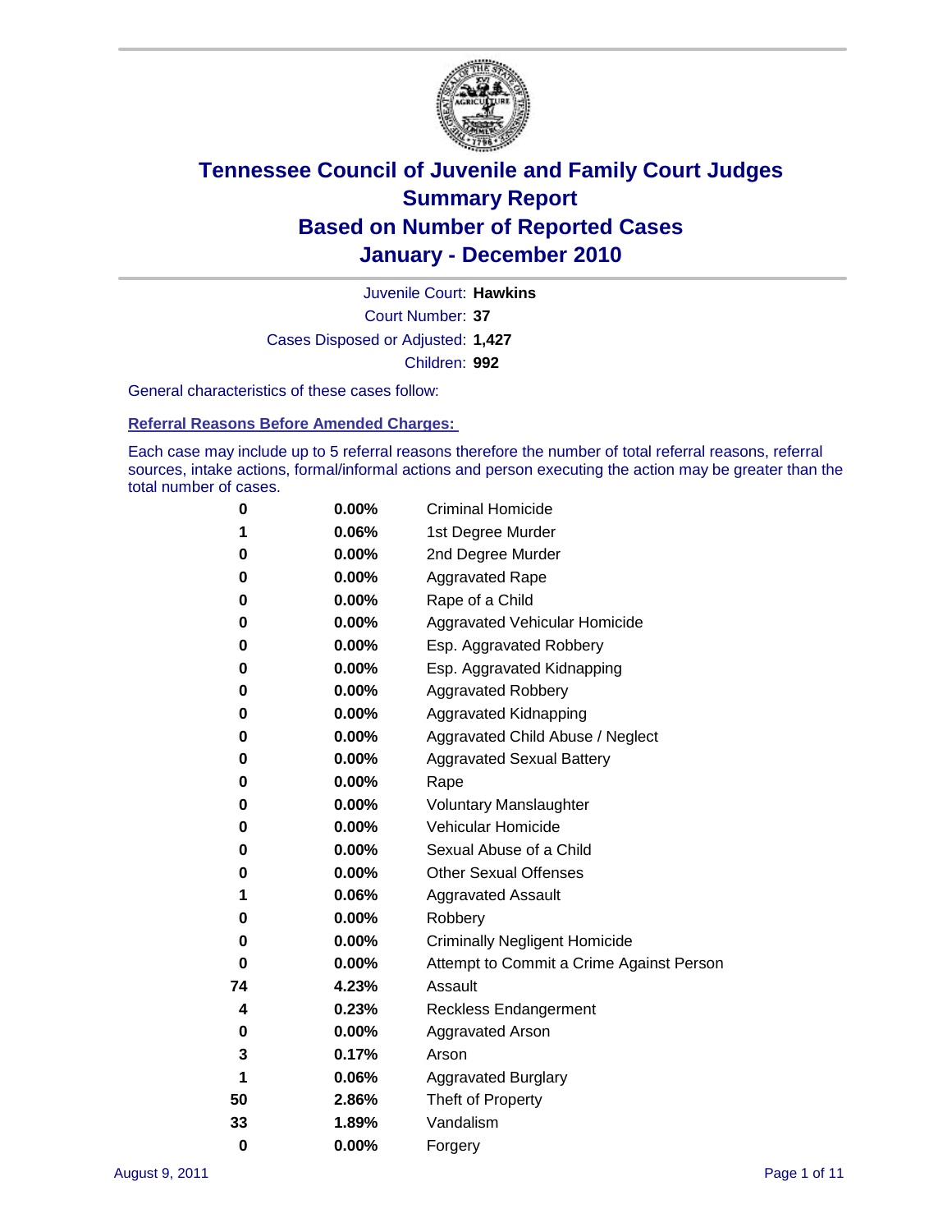# Tennessee Council of Juvenile and Family Court Judges
## Summary Report
## Based on Number of Reported Cases
## January - December 2010

Juvenile Court: **Hawkins**

Court Number: **37**

Cases Disposed or Adjusted: **1,427**

Children: **992**

General characteristics of these cases follow:

### Referral Reasons Before Amended Charges:

Each case may include up to 5 referral reasons therefore the number of total referral reasons, referral sources, intake actions, formal/informal actions and person executing the action may be greater than the total number of cases.

| Count | Percent | Referral Reason |
|---|---|---|
| 0 | 0.00% | Criminal Homicide |
| 1 | 0.06% | 1st Degree Murder |
| 0 | 0.00% | 2nd Degree Murder |
| 0 | 0.00% | Aggravated Rape |
| 0 | 0.00% | Rape of a Child |
| 0 | 0.00% | Aggravated Vehicular Homicide |
| 0 | 0.00% | Esp. Aggravated Robbery |
| 0 | 0.00% | Esp. Aggravated Kidnapping |
| 0 | 0.00% | Aggravated Robbery |
| 0 | 0.00% | Aggravated Kidnapping |
| 0 | 0.00% | Aggravated Child Abuse / Neglect |
| 0 | 0.00% | Aggravated Sexual Battery |
| 0 | 0.00% | Rape |
| 0 | 0.00% | Voluntary Manslaughter |
| 0 | 0.00% | Vehicular Homicide |
| 0 | 0.00% | Sexual Abuse of a Child |
| 0 | 0.00% | Other Sexual Offenses |
| 1 | 0.06% | Aggravated Assault |
| 0 | 0.00% | Robbery |
| 0 | 0.00% | Criminally Negligent Homicide |
| 0 | 0.00% | Attempt to Commit a Crime Against Person |
| 74 | 4.23% | Assault |
| 4 | 0.23% | Reckless Endangerment |
| 0 | 0.00% | Aggravated Arson |
| 3 | 0.17% | Arson |
| 1 | 0.06% | Aggravated Burglary |
| 50 | 2.86% | Theft of Property |
| 33 | 1.89% | Vandalism |
| 0 | 0.00% | Forgery |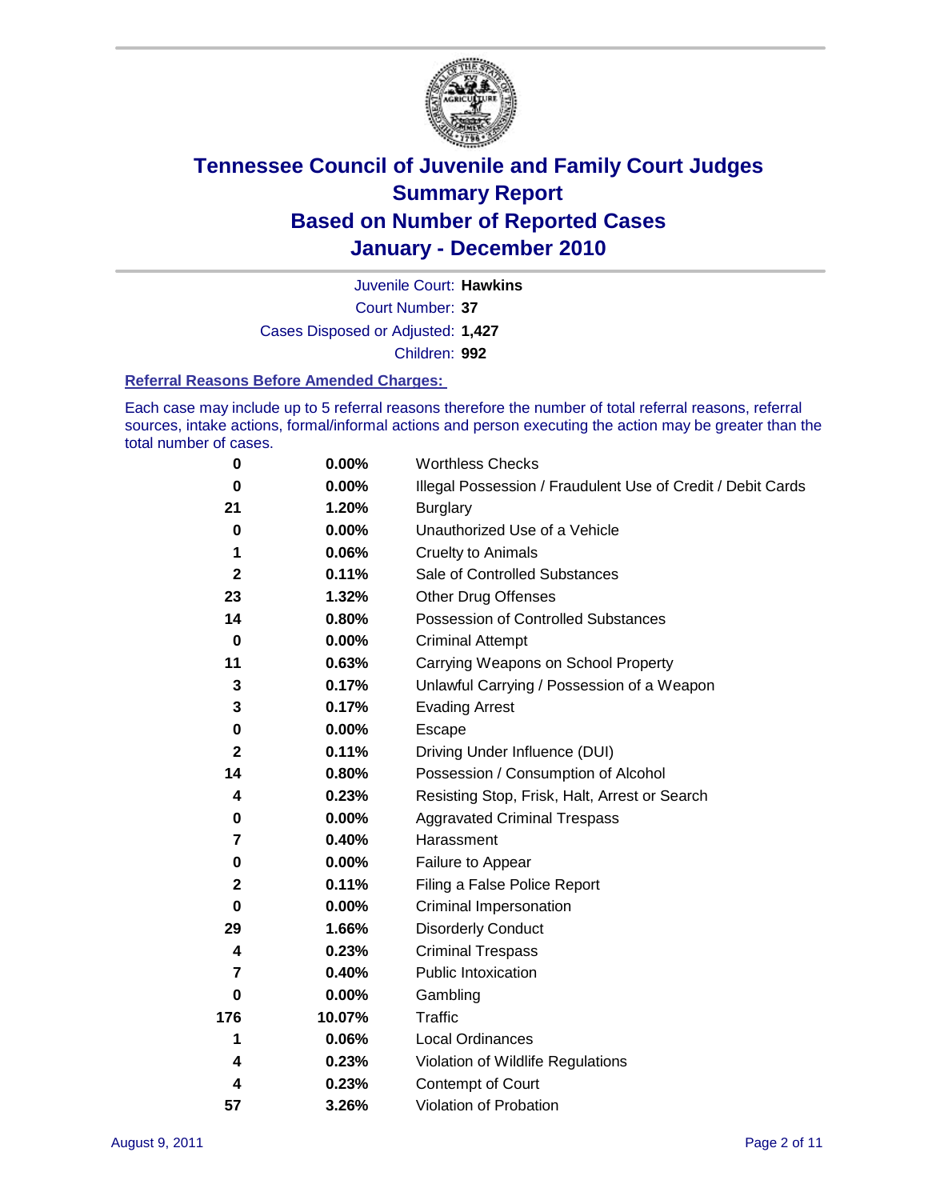# Tennessee Council of Juvenile and Family Court Judges
# Summary Report
# Based on Number of Reported Cases
# January - December 2010

Juvenile Court: **Hawkins**

Court Number: **37**

Cases Disposed or Adjusted: **1,427**

Children: **992**

### Referral Reasons Before Amended Charges:

Each case may include up to 5 referral reasons therefore the number of total referral reasons, referral sources, intake actions, formal/informal actions and person executing the action may be greater than the total number of cases.

| | | |
|---|---|---|
| 0 | 0.00% | Worthless Checks |
| 0 | 0.00% | Illegal Possession / Fraudulent Use of Credit / Debit Cards |
| 21 | 1.20% | Burglary |
| 0 | 0.00% | Unauthorized Use of a Vehicle |
| 1 | 0.06% | Cruelty to Animals |
| 2 | 0.11% | Sale of Controlled Substances |
| 23 | 1.32% | Other Drug Offenses |
| 14 | 0.80% | Possession of Controlled Substances |
| 0 | 0.00% | Criminal Attempt |
| 11 | 0.63% | Carrying Weapons on School Property |
| 3 | 0.17% | Unlawful Carrying / Possession of a Weapon |
| 3 | 0.17% | Evading Arrest |
| 0 | 0.00% | Escape |
| 2 | 0.11% | Driving Under Influence (DUI) |
| 14 | 0.80% | Possession / Consumption of Alcohol |
| 4 | 0.23% | Resisting Stop, Frisk, Halt, Arrest or Search |
| 0 | 0.00% | Aggravated Criminal Trespass |
| 7 | 0.40% | Harassment |
| 0 | 0.00% | Failure to Appear |
| 2 | 0.11% | Filing a False Police Report |
| 0 | 0.00% | Criminal Impersonation |
| 29 | 1.66% | Disorderly Conduct |
| 4 | 0.23% | Criminal Trespass |
| 7 | 0.40% | Public Intoxication |
| 0 | 0.00% | Gambling |
| 176 | 10.07% | Traffic |
| 1 | 0.06% | Local Ordinances |
| 4 | 0.23% | Violation of Wildlife Regulations |
| 4 | 0.23% | Contempt of Court |
| 57 | 3.26% | Violation of Probation |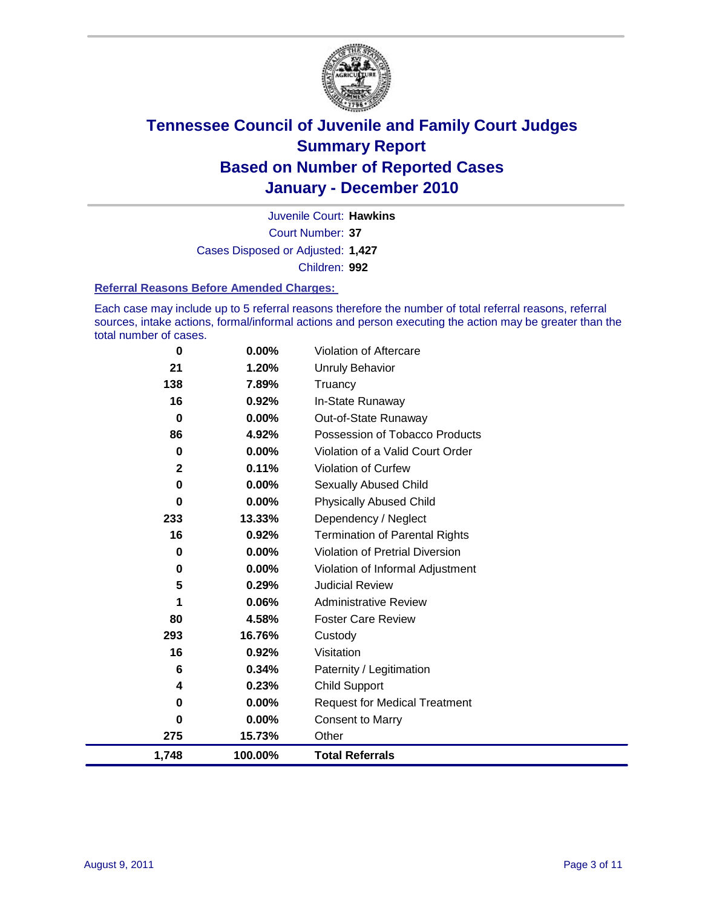# Tennessee Council of Juvenile and Family Court Judges
# Summary Report
# Based on Number of Reported Cases
# January - December 2010

Juvenile Court: **Hawkins**

Court Number: **37**

Cases Disposed or Adjusted: **1,427**

Children: **992**

### Referral Reasons Before Amended Charges:

Each case may include up to 5 referral reasons therefore the number of total referral reasons, referral sources, intake actions, formal/informal actions and person executing the action may be greater than the total number of cases.

| | | |
|---|---|---|
| 0 | 0.00% | Violation of Aftercare |
| 21 | 1.20% | Unruly Behavior |
| 138 | 7.89% | Truancy |
| 16 | 0.92% | In-State Runaway |
| 0 | 0.00% | Out-of-State Runaway |
| 86 | 4.92% | Possession of Tobacco Products |
| 0 | 0.00% | Violation of a Valid Court Order |
| 2 | 0.11% | Violation of Curfew |
| 0 | 0.00% | Sexually Abused Child |
| 0 | 0.00% | Physically Abused Child |
| 233 | 13.33% | Dependency / Neglect |
| 16 | 0.92% | Termination of Parental Rights |
| 0 | 0.00% | Violation of Pretrial Diversion |
| 0 | 0.00% | Violation of Informal Adjustment |
| 5 | 0.29% | Judicial Review |
| 1 | 0.06% | Administrative Review |
| 80 | 4.58% | Foster Care Review |
| 293 | 16.76% | Custody |
| 16 | 0.92% | Visitation |
| 6 | 0.34% | Paternity / Legitimation |
| 4 | 0.23% | Child Support |
| 0 | 0.00% | Request for Medical Treatment |
| 0 | 0.00% | Consent to Marry |
| 275 | 15.73% | Other |
| **1,748** | **100.00%** | **Total Referrals** |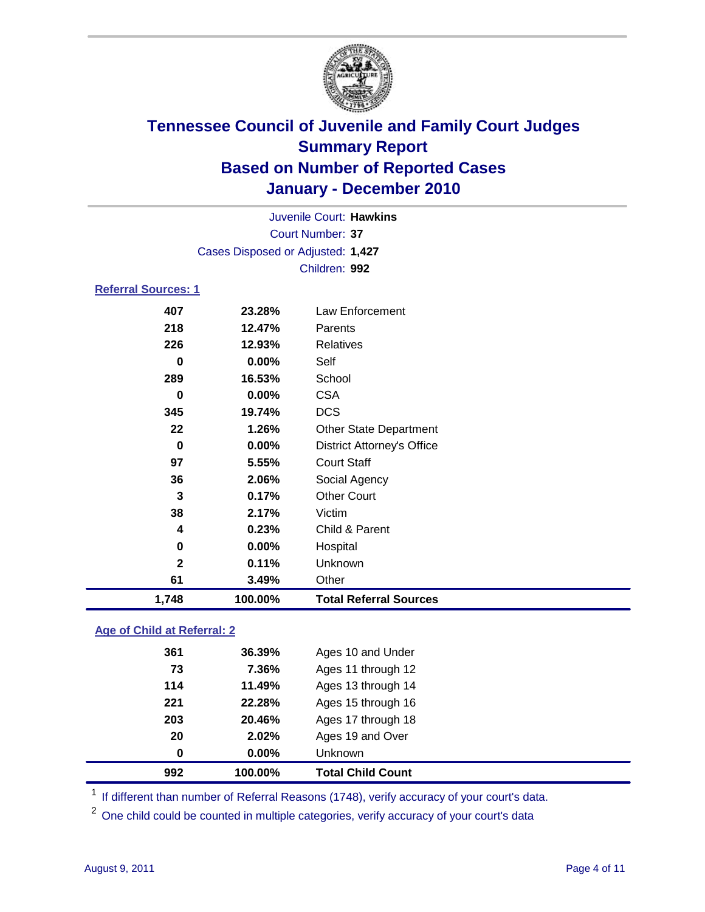# Tennessee Council of Juvenile and Family Court Judges
## Summary Report
## Based on Number of Reported Cases
## January - December 2010

Juvenile Court: **Hawkins**
Court Number: **37**
Cases Disposed or Adjusted: **1,427**
Children: **992**

### Referral Sources: 1

| Count | Percent | Source |
|---|---|---|
| 407 | 23.28% | Law Enforcement |
| 218 | 12.47% | Parents |
| 226 | 12.93% | Relatives |
| 0 | 0.00% | Self |
| 289 | 16.53% | School |
| 0 | 0.00% | CSA |
| 345 | 19.74% | DCS |
| 22 | 1.26% | Other State Department |
| 0 | 0.00% | District Attorney's Office |
| 97 | 5.55% | Court Staff |
| 36 | 2.06% | Social Agency |
| 3 | 0.17% | Other Court |
| 38 | 2.17% | Victim |
| 4 | 0.23% | Child & Parent |
| 0 | 0.00% | Hospital |
| 2 | 0.11% | Unknown |
| 61 | 3.49% | Other |
| **1,748** | **100.00%** | **Total Referral Sources** |

### Age of Child at Referral: 2

| Count | Percent | Age |
|---|---|---|
| 361 | 36.39% | Ages 10 and Under |
| 73 | 7.36% | Ages 11 through 12 |
| 114 | 11.49% | Ages 13 through 14 |
| 221 | 22.28% | Ages 15 through 16 |
| 203 | 20.46% | Ages 17 through 18 |
| 20 | 2.02% | Ages 19 and Over |
| 0 | 0.00% | Unknown |
| **992** | **100.00%** | **Total Child Count** |

[1] If different than number of Referral Reasons (1748), verify accuracy of your court's data.

[2] One child could be counted in multiple categories, verify accuracy of your court's data

August 9, 2011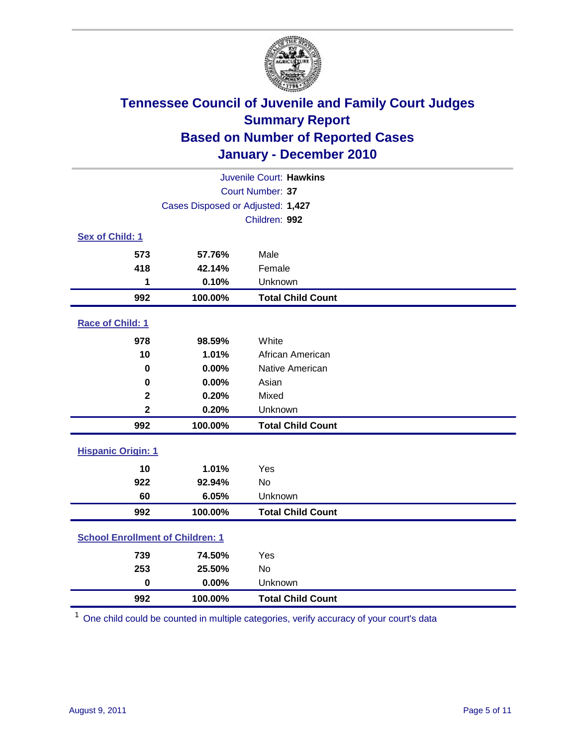# Tennessee Council of Juvenile and Family Court Judges
## Summary Report
## Based on Number of Reported Cases
## January - December 2010

Juvenile Court: **Hawkins**

Court Number: **37**

Cases Disposed or Adjusted: **1,427**

Children: **992**

### Sex of Child: 1

| | | |
|---|---|---|
| 573 | 57.76% | Male |
| 418 | 42.14% | Female |
| 1 | 0.10% | Unknown |
| **992** | **100.00%** | **Total Child Count** |

### Race of Child: 1

| | | |
|---|---|---|
| 978 | 98.59% | White |
| 10 | 1.01% | African American |
| 0 | 0.00% | Native American |
| 0 | 0.00% | Asian |
| 2 | 0.20% | Mixed |
| 2 | 0.20% | Unknown |
| **992** | **100.00%** | **Total Child Count** |

### Hispanic Origin: 1

| | | |
|---|---|---|
| 10 | 1.01% | Yes |
| 922 | 92.94% | No |
| 60 | 6.05% | Unknown |
| **992** | **100.00%** | **Total Child Count** |

### School Enrollment of Children: 1

| | | |
|---|---|---|
| 739 | 74.50% | Yes |
| 253 | 25.50% | No |
| 0 | 0.00% | Unknown |
| **992** | **100.00%** | **Total Child Count** |

[1] One child could be counted in multiple categories, verify accuracy of your court's data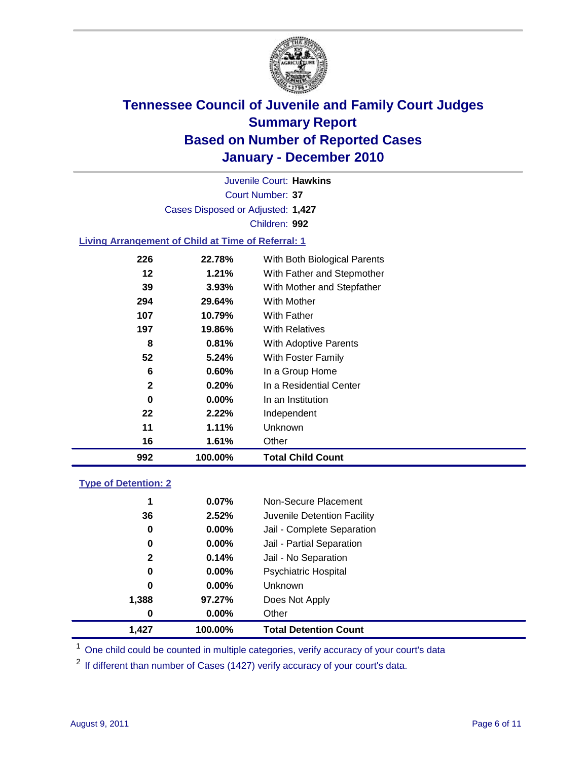# Tennessee Council of Juvenile and Family Court Judges
## Summary Report
## Based on Number of Reported Cases
## January - December 2010

Juvenile Court: **Hawkins**
Court Number: **37**
Cases Disposed or Adjusted: **1,427**
Children: **992**

### Living Arrangement of Child at Time of Referral: 1

| Count | Percent | Category |
|---|---|---|
| 226 | 22.78% | With Both Biological Parents |
| 12 | 1.21% | With Father and Stepmother |
| 39 | 3.93% | With Mother and Stepfather |
| 294 | 29.64% | With Mother |
| 107 | 10.79% | With Father |
| 197 | 19.86% | With Relatives |
| 8 | 0.81% | With Adoptive Parents |
| 52 | 5.24% | With Foster Family |
| 6 | 0.60% | In a Group Home |
| 2 | 0.20% | In a Residential Center |
| 0 | 0.00% | In an Institution |
| 22 | 2.22% | Independent |
| 11 | 1.11% | Unknown |
| 16 | 1.61% | Other |
| **992** | **100.00%** | **Total Child Count** |

### Type of Detention: 2

| Count | Percent | Category |
|---|---|---|
| 1 | 0.07% | Non-Secure Placement |
| 36 | 2.52% | Juvenile Detention Facility |
| 0 | 0.00% | Jail - Complete Separation |
| 0 | 0.00% | Jail - Partial Separation |
| 2 | 0.14% | Jail - No Separation |
| 0 | 0.00% | Psychiatric Hospital |
| 0 | 0.00% | Unknown |
| 1,388 | 97.27% | Does Not Apply |
| 0 | 0.00% | Other |
| **1,427** | **100.00%** | **Total Detention Count** |

[1] One child could be counted in multiple categories, verify accuracy of your court's data

[2] If different than number of Cases (1427) verify accuracy of your court's data.

August 9, 2011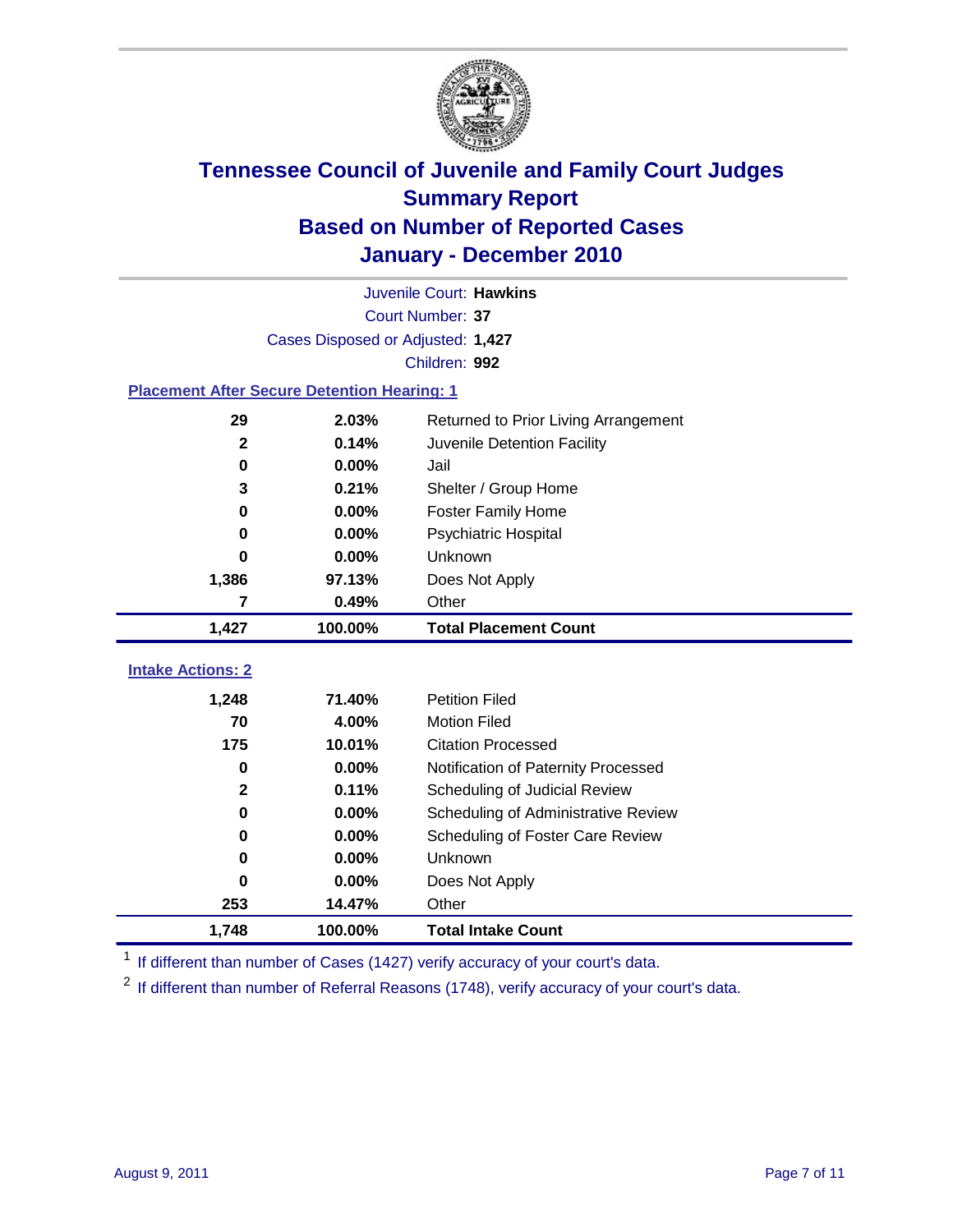# Tennessee Council of Juvenile and Family Court Judges
## Summary Report
## Based on Number of Reported Cases
## January - December 2010

Juvenile Court: **Hawkins**
Court Number: **37**
Cases Disposed or Adjusted: **1,427**
Children: **992**

### Placement After Secure Detention Hearing: 1

| | | |
|---|---|---|
| 29 | 2.03% | Returned to Prior Living Arrangement |
| 2 | 0.14% | Juvenile Detention Facility |
| 0 | 0.00% | Jail |
| 3 | 0.21% | Shelter / Group Home |
| 0 | 0.00% | Foster Family Home |
| 0 | 0.00% | Psychiatric Hospital |
| 0 | 0.00% | Unknown |
| 1,386 | 97.13% | Does Not Apply |
| 7 | 0.49% | Other |
| **1,427** | **100.00%** | **Total Placement Count** |

### Intake Actions: 2

| | | |
|---|---|---|
| 1,248 | 71.40% | Petition Filed |
| 70 | 4.00% | Motion Filed |
| 175 | 10.01% | Citation Processed |
| 0 | 0.00% | Notification of Paternity Processed |
| 2 | 0.11% | Scheduling of Judicial Review |
| 0 | 0.00% | Scheduling of Administrative Review |
| 0 | 0.00% | Scheduling of Foster Care Review |
| 0 | 0.00% | Unknown |
| 0 | 0.00% | Does Not Apply |
| 253 | 14.47% | Other |
| **1,748** | **100.00%** | **Total Intake Count** |

[1] If different than number of Cases (1427) verify accuracy of your court's data.

[2] If different than number of Referral Reasons (1748), verify accuracy of your court's data.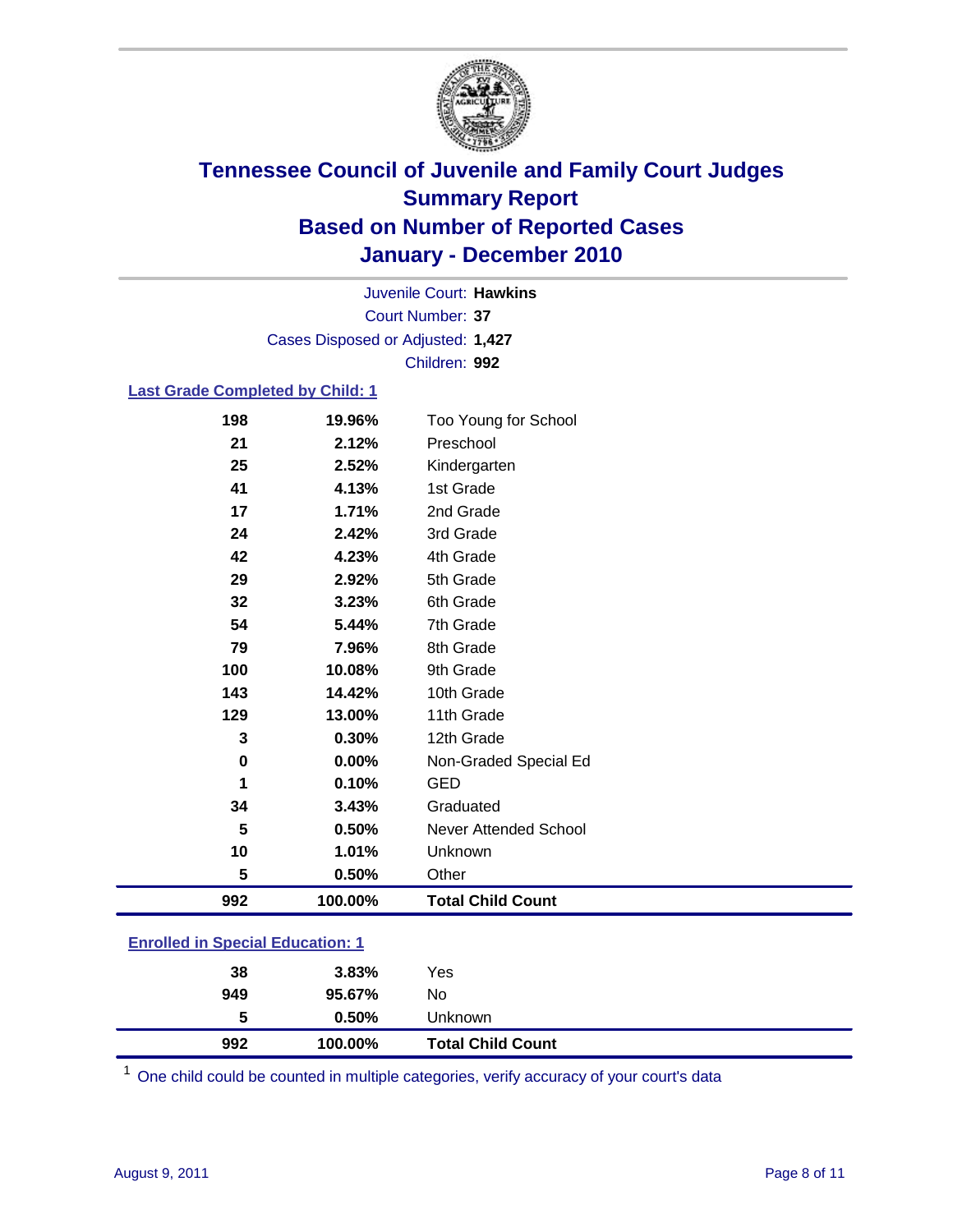# Tennessee Council of Juvenile and Family Court Judges
## Summary Report
## Based on Number of Reported Cases
## January - December 2010

Juvenile Court: **Hawkins**
Court Number: **37**
Cases Disposed or Adjusted: **1,427**
Children: **992**

### Last Grade Completed by Child: 1

| Count | Percent | Category |
|---|---|---|
| 198 | 19.96% | Too Young for School |
| 21 | 2.12% | Preschool |
| 25 | 2.52% | Kindergarten |
| 41 | 4.13% | 1st Grade |
| 17 | 1.71% | 2nd Grade |
| 24 | 2.42% | 3rd Grade |
| 42 | 4.23% | 4th Grade |
| 29 | 2.92% | 5th Grade |
| 32 | 3.23% | 6th Grade |
| 54 | 5.44% | 7th Grade |
| 79 | 7.96% | 8th Grade |
| 100 | 10.08% | 9th Grade |
| 143 | 14.42% | 10th Grade |
| 129 | 13.00% | 11th Grade |
| 3 | 0.30% | 12th Grade |
| 0 | 0.00% | Non-Graded Special Ed |
| 1 | 0.10% | GED |
| 34 | 3.43% | Graduated |
| 5 | 0.50% | Never Attended School |
| 10 | 1.01% | Unknown |
| 5 | 0.50% | Other |
| **992** | **100.00%** | **Total Child Count** |

### Enrolled in Special Education: 1

| Count | Percent | Category |
|---|---|---|
| 38 | 3.83% | Yes |
| 949 | 95.67% | No |
| 5 | 0.50% | Unknown |
| **992** | **100.00%** | **Total Child Count** |

[1] One child could be counted in multiple categories, verify accuracy of your court's data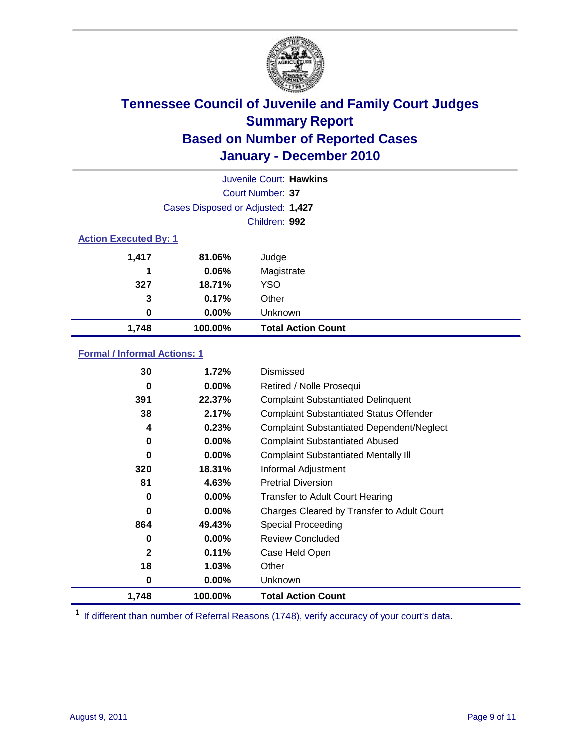# Tennessee Council of Juvenile and Family Court Judges
## Summary Report
## Based on Number of Reported Cases
## January - December 2010

Juvenile Court: **Hawkins**

Court Number: **37**

Cases Disposed or Adjusted: **1,427**

Children: **992**

### Action Executed By: 1

| | | |
|---|---|---|
| 1,417 | 81.06% | Judge |
| 1 | 0.06% | Magistrate |
| 327 | 18.71% | YSO |
| 3 | 0.17% | Other |
| 0 | 0.00% | Unknown |
| **1,748** | **100.00%** | **Total Action Count** |

### Formal / Informal Actions: 1

| | | |
|---|---|---|
| 30 | 1.72% | Dismissed |
| 0 | 0.00% | Retired / Nolle Prosequi |
| 391 | 22.37% | Complaint Substantiated Delinquent |
| 38 | 2.17% | Complaint Substantiated Status Offender |
| 4 | 0.23% | Complaint Substantiated Dependent/Neglect |
| 0 | 0.00% | Complaint Substantiated Abused |
| 0 | 0.00% | Complaint Substantiated Mentally Ill |
| 320 | 18.31% | Informal Adjustment |
| 81 | 4.63% | Pretrial Diversion |
| 0 | 0.00% | Transfer to Adult Court Hearing |
| 0 | 0.00% | Charges Cleared by Transfer to Adult Court |
| 864 | 49.43% | Special Proceeding |
| 0 | 0.00% | Review Concluded |
| 2 | 0.11% | Case Held Open |
| 18 | 1.03% | Other |
| 0 | 0.00% | Unknown |
| **1,748** | **100.00%** | **Total Action Count** |

[1] If different than number of Referral Reasons (1748), verify accuracy of your court's data.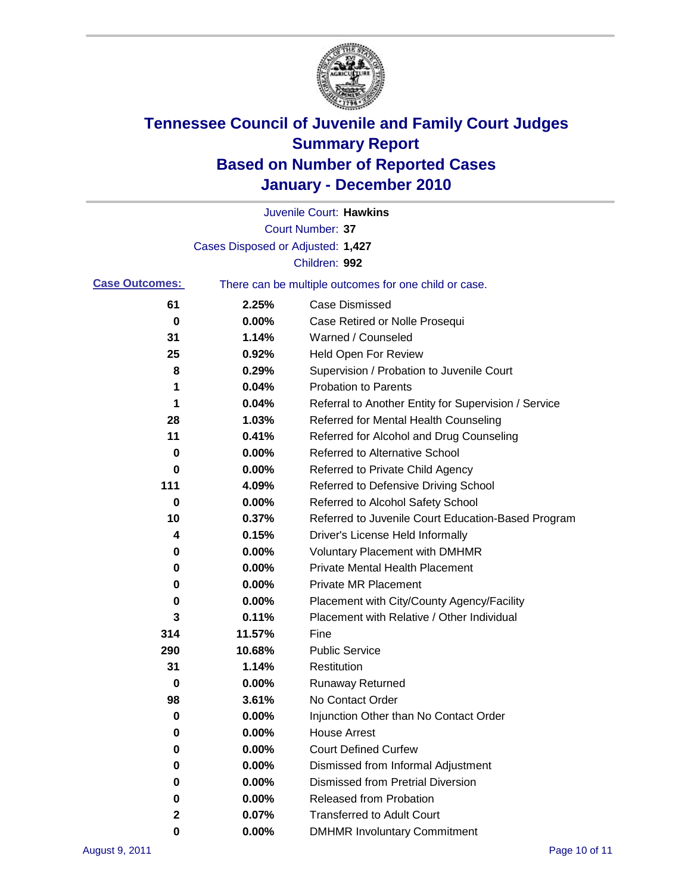# Tennessee Council of Juvenile and Family Court Judges
## Summary Report
## Based on Number of Reported Cases
## January - December 2010

Juvenile Court: **Hawkins**

Court Number: **37**

Cases Disposed or Adjusted: **1,427**

Children: **992**

**Case Outcomes:** There can be multiple outcomes for one child or case.

| Count | Percent | Outcome |
|---|---|---|
| 61 | 2.25% | Case Dismissed |
| 0 | 0.00% | Case Retired or Nolle Prosequi |
| 31 | 1.14% | Warned / Counseled |
| 25 | 0.92% | Held Open For Review |
| 8 | 0.29% | Supervision / Probation to Juvenile Court |
| 1 | 0.04% | Probation to Parents |
| 1 | 0.04% | Referral to Another Entity for Supervision / Service |
| 28 | 1.03% | Referred for Mental Health Counseling |
| 11 | 0.41% | Referred for Alcohol and Drug Counseling |
| 0 | 0.00% | Referred to Alternative School |
| 0 | 0.00% | Referred to Private Child Agency |
| 111 | 4.09% | Referred to Defensive Driving School |
| 0 | 0.00% | Referred to Alcohol Safety School |
| 10 | 0.37% | Referred to Juvenile Court Education-Based Program |
| 4 | 0.15% | Driver's License Held Informally |
| 0 | 0.00% | Voluntary Placement with DMHMR |
| 0 | 0.00% | Private Mental Health Placement |
| 0 | 0.00% | Private MR Placement |
| 0 | 0.00% | Placement with City/County Agency/Facility |
| 3 | 0.11% | Placement with Relative / Other Individual |
| 314 | 11.57% | Fine |
| 290 | 10.68% | Public Service |
| 31 | 1.14% | Restitution |
| 0 | 0.00% | Runaway Returned |
| 98 | 3.61% | No Contact Order |
| 0 | 0.00% | Injunction Other than No Contact Order |
| 0 | 0.00% | House Arrest |
| 0 | 0.00% | Court Defined Curfew |
| 0 | 0.00% | Dismissed from Informal Adjustment |
| 0 | 0.00% | Dismissed from Pretrial Diversion |
| 0 | 0.00% | Released from Probation |
| 2 | 0.07% | Transferred to Adult Court |
| 0 | 0.00% | DMHMR Involuntary Commitment |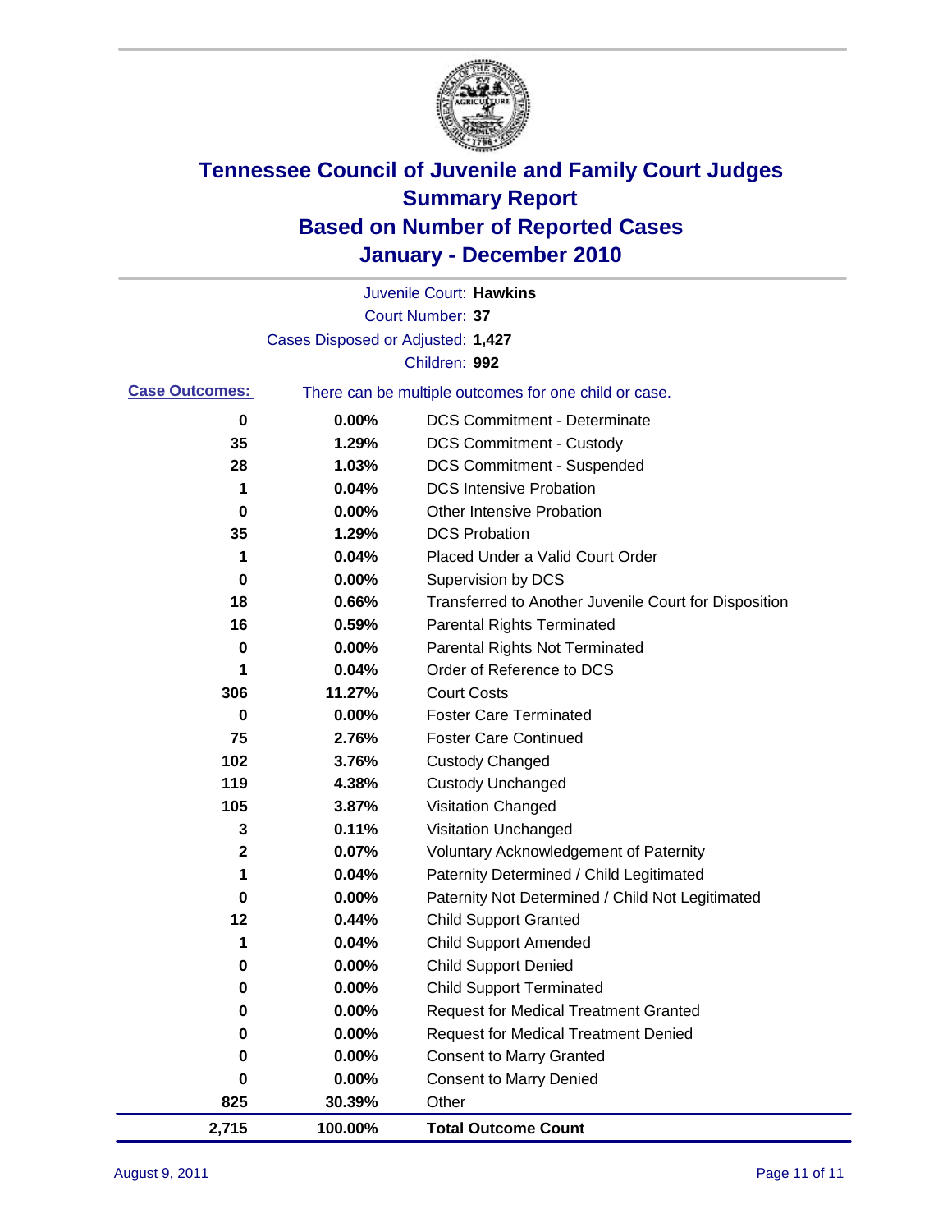# Tennessee Council of Juvenile and Family Court Judges
## Summary Report
## Based on Number of Reported Cases
## January - December 2010

Juvenile Court: **Hawkins**

Court Number: **37**

Cases Disposed or Adjusted: **1,427**

Children: **992**

| Case Outcomes: | There can be multiple outcomes for one child or case. | |
|---|---|---|
| 0 | 0.00% | DCS Commitment - Determinate |
| 35 | 1.29% | DCS Commitment - Custody |
| 28 | 1.03% | DCS Commitment - Suspended |
| 1 | 0.04% | DCS Intensive Probation |
| 0 | 0.00% | Other Intensive Probation |
| 35 | 1.29% | DCS Probation |
| 1 | 0.04% | Placed Under a Valid Court Order |
| 0 | 0.00% | Supervision by DCS |
| 18 | 0.66% | Transferred to Another Juvenile Court for Disposition |
| 16 | 0.59% | Parental Rights Terminated |
| 0 | 0.00% | Parental Rights Not Terminated |
| 1 | 0.04% | Order of Reference to DCS |
| 306 | 11.27% | Court Costs |
| 0 | 0.00% | Foster Care Terminated |
| 75 | 2.76% | Foster Care Continued |
| 102 | 3.76% | Custody Changed |
| 119 | 4.38% | Custody Unchanged |
| 105 | 3.87% | Visitation Changed |
| 3 | 0.11% | Visitation Unchanged |
| 2 | 0.07% | Voluntary Acknowledgement of Paternity |
| 1 | 0.04% | Paternity Determined / Child Legitimated |
| 0 | 0.00% | Paternity Not Determined / Child Not Legitimated |
| 12 | 0.44% | Child Support Granted |
| 1 | 0.04% | Child Support Amended |
| 0 | 0.00% | Child Support Denied |
| 0 | 0.00% | Child Support Terminated |
| 0 | 0.00% | Request for Medical Treatment Granted |
| 0 | 0.00% | Request for Medical Treatment Denied |
| 0 | 0.00% | Consent to Marry Granted |
| 0 | 0.00% | Consent to Marry Denied |
| 825 | 30.39% | Other |
| **2,715** | **100.00%** | **Total Outcome Count** |